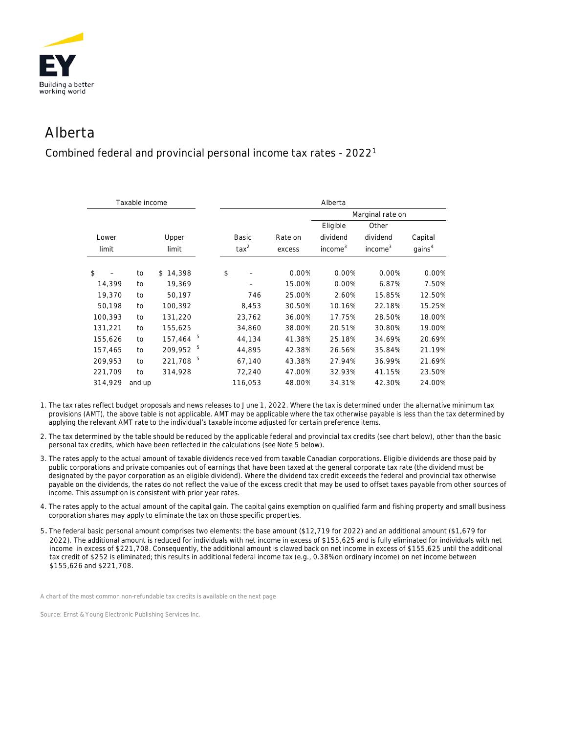# Alberta

## Combined federal and provincial personal income tax rates - 2022[1]

| Taxable income | | | Alberta | | | | |
|---|---|---|---|---|---|---|---|
| | | | | | Marginal rate on | | |
| Lower limit | | Upper limit | Basic tax[2] | Rate on excess | Eligible dividend income[3] | Other dividend income[3] | Capital gains[4] |
| $ – | to | $ 14,398 | $ – | 0.00% | 0.00% | 0.00% | 0.00% |
| 14,399 | to | 19,369 | – | 15.00% | 0.00% | 6.87% | 7.50% |
| 19,370 | to | 50,197 | 746 | 25.00% | 2.60% | 15.85% | 12.50% |
| 50,198 | to | 100,392 | 8,453 | 30.50% | 10.16% | 22.18% | 15.25% |
| 100,393 | to | 131,220 | 23,762 | 36.00% | 17.75% | 28.50% | 18.00% |
| 131,221 | to | 155,625 | 34,860 | 38.00% | 20.51% | 30.80% | 19.00% |
| 155,626 | to | 157,464 [5] | 44,134 | 41.38% | 25.18% | 34.69% | 20.69% |
| 157,465 | to | 209,952 [5] | 44,895 | 42.38% | 26.56% | 35.84% | 21.19% |
| 209,953 | to | 221,708 [5] | 67,140 | 43.38% | 27.94% | 36.99% | 21.69% |
| 221,709 | to | 314,928 | 72,240 | 47.00% | 32.93% | 41.15% | 23.50% |
| 314,929 | and up | | 116,053 | 48.00% | 34.31% | 42.30% | 24.00% |

1. The tax rates reflect budget proposals and news releases to June 1, 2022. Where the tax is determined under the alternative minimum tax provisions (AMT), the above table is not applicable. AMT may be applicable where the tax otherwise payable is less than the tax determined by applying the relevant AMT rate to the individual's taxable income adjusted for certain preference items.
2. The tax determined by the table should be reduced by the applicable federal and provincial tax credits (see chart below), other than the basic personal tax credits, which have been reflected in the calculations (see Note 5 below).
3. The rates apply to the actual amount of taxable dividends received from taxable Canadian corporations. Eligible dividends are those paid by public corporations and private companies out of earnings that have been taxed at the general corporate tax rate (the dividend must be designated by the payor corporation as an eligible dividend). Where the dividend tax credit exceeds the federal and provincial tax otherwise payable on the dividends, the rates do not reflect the value of the excess credit that may be used to offset taxes payable from other sources of income. This assumption is consistent with prior year rates.
4. The rates apply to the actual amount of the capital gain. The capital gains exemption on qualified farm and fishing property and small business corporation shares may apply to eliminate the tax on those specific properties.
5. The federal basic personal amount comprises two elements: the base amount ($12,719 for 2022) and an additional amount ($1,679 for 2022). The additional amount is reduced for individuals with net income in excess of $155,625 and is fully eliminated for individuals with net income in excess of $221,708. Consequently, the additional amount is clawed back on net income in excess of $155,625 until the additional tax credit of $252 is eliminated; this results in additional federal income tax (e.g., 0.38% on ordinary income) on net income between $155,626 and $221,708.

A chart of the most common non-refundable tax credits is available on the next page

Source: Ernst & Young Electronic Publishing Services Inc.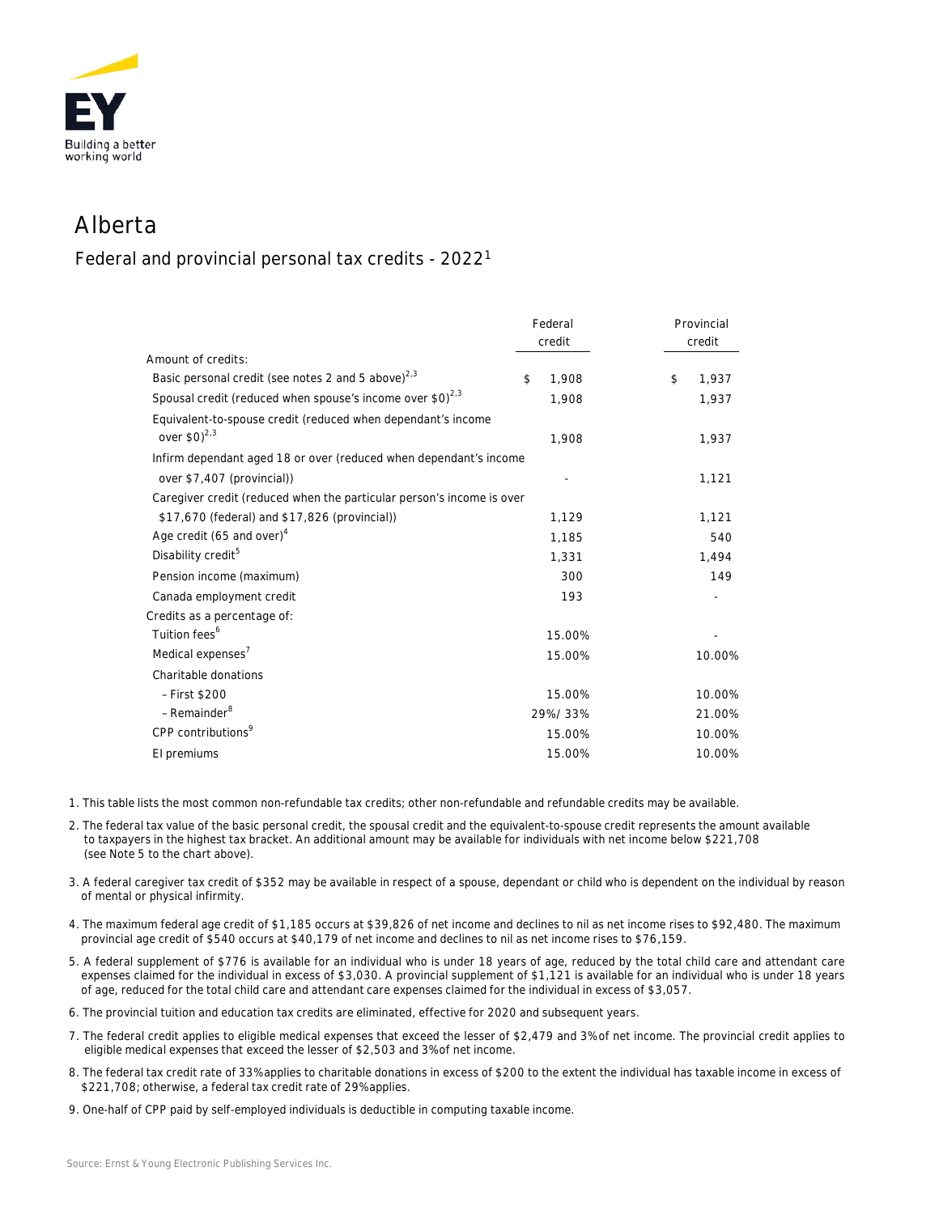# Alberta

## Federal and provincial personal tax credits - 2022[1]

| | Federal credit | Provincial credit |
|---|---|---|
| Amount of credits: | | |
| Basic personal credit (see notes 2 and 5 above)[2,3] | $ 1,908 | $ 1,937 |
| Spousal credit (reduced when spouse's income over $0)[2,3] | 1,908 | 1,937 |
| Equivalent-to-spouse credit (reduced when dependant's income over $0)[2,3] | 1,908 | 1,937 |
| Infirm dependant aged 18 or over (reduced when dependant's income over $7,407 (provincial)) | - | 1,121 |
| Caregiver credit (reduced when the particular person's income is over $17,670 (federal) and $17,826 (provincial)) | 1,129 | 1,121 |
| Age credit (65 and over)[4] | 1,185 | 540 |
| Disability credit[5] | 1,331 | 1,494 |
| Pension income (maximum) | 300 | 149 |
| Canada employment credit | 193 | - |
| Credits as a percentage of: | | |
| Tuition fees[6] | 15.00% | - |
| Medical expenses[7] | 15.00% | 10.00% |
| Charitable donations | | |
| – First $200 | 15.00% | 10.00% |
| – Remainder[8] | 29%/ 33% | 21.00% |
| CPP contributions[9] | 15.00% | 10.00% |
| EI premiums | 15.00% | 10.00% |

1. This table lists the most common non-refundable tax credits; other non-refundable and refundable credits may be available.
2. The federal tax value of the basic personal credit, the spousal credit and the equivalent-to-spouse credit represents the amount available to taxpayers in the highest tax bracket. An additional amount may be available for individuals with net income below $221,708 (see Note 5 to the chart above).
3. A federal caregiver tax credit of $352 may be available in respect of a spouse, dependant or child who is dependent on the individual by reason of mental or physical infirmity.
4. The maximum federal age credit of $1,185 occurs at $39,826 of net income and declines to nil as net income rises to $92,480. The maximum provincial age credit of $540 occurs at $40,179 of net income and declines to nil as net income rises to $76,159.
5. A federal supplement of $776 is available for an individual who is under 18 years of age, reduced by the total child care and attendant care expenses claimed for the individual in excess of $3,030. A provincial supplement of $1,121 is available for an individual who is under 18 years of age, reduced for the total child care and attendant care expenses claimed for the individual in excess of $3,057.
6. The provincial tuition and education tax credits are eliminated, effective for 2020 and subsequent years.
7. The federal credit applies to eligible medical expenses that exceed the lesser of $2,479 and 3% of net income. The provincial credit applies to eligible medical expenses that exceed the lesser of $2,503 and 3% of net income.
8. The federal tax credit rate of 33% applies to charitable donations in excess of $200 to the extent the individual has taxable income in excess of $221,708; otherwise, a federal tax credit rate of 29% applies.
9. One-half of CPP paid by self-employed individuals is deductible in computing taxable income.

Source: Ernst & Young Electronic Publishing Services Inc.